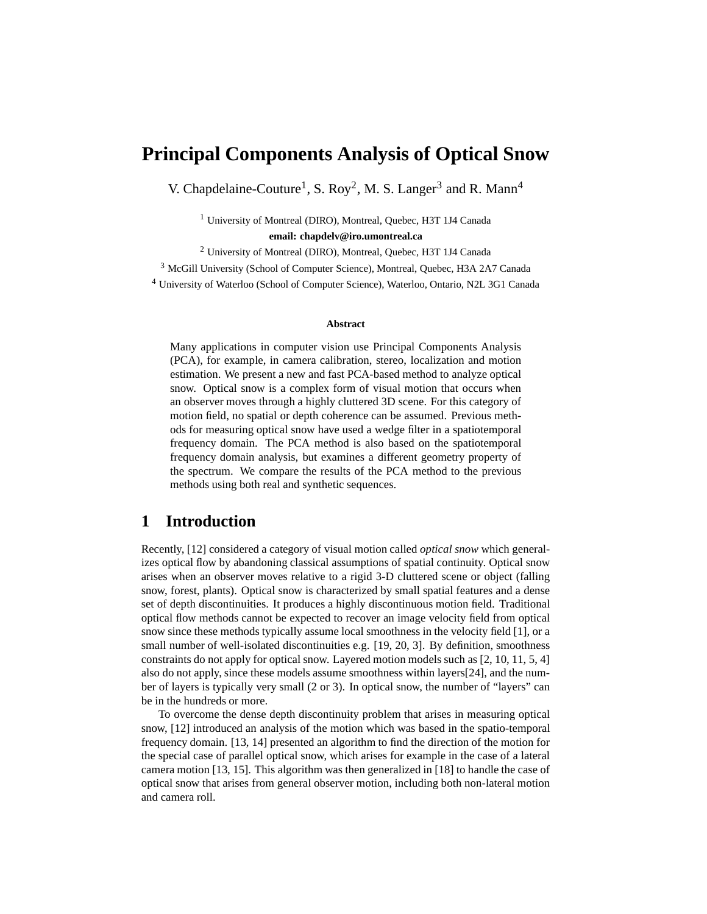# Principal Components Analysis of Optical Snow

V. Chapdelaine-Couture[1], S. Roy[2], M. S. Langer[3] and R. Mann[4]

[1] University of Montreal (DIRO), Montreal, Quebec, H3T 1J4 Canada

**email: chapdelv@iro.umontreal.ca**

[2] University of Montreal (DIRO), Montreal, Quebec, H3T 1J4 Canada

[3] McGill University (School of Computer Science), Montreal, Quebec, H3A 2A7 Canada

[4] University of Waterloo (School of Computer Science), Waterloo, Ontario, N2L 3G1 Canada

### Abstract

Many applications in computer vision use Principal Components Analysis (PCA), for example, in camera calibration, stereo, localization and motion estimation. We present a new and fast PCA-based method to analyze optical snow. Optical snow is a complex form of visual motion that occurs when an observer moves through a highly cluttered 3D scene. For this category of motion field, no spatial or depth coherence can be assumed. Previous methods for measuring optical snow have used a wedge filter in a spatiotemporal frequency domain. The PCA method is also based on the spatiotemporal frequency domain analysis, but examines a different geometry property of the spectrum. We compare the results of the PCA method to the previous methods using both real and synthetic sequences.

## 1 Introduction

Recently, [12] considered a category of visual motion called *optical snow* which generalizes optical flow by abandoning classical assumptions of spatial continuity. Optical snow arises when an observer moves relative to a rigid 3-D cluttered scene or object (falling snow, forest, plants). Optical snow is characterized by small spatial features and a dense set of depth discontinuities. It produces a highly discontinuous motion field. Traditional optical flow methods cannot be expected to recover an image velocity field from optical snow since these methods typically assume local smoothness in the velocity field [1], or a small number of well-isolated discontinuities e.g. [19, 20, 3]. By definition, smoothness constraints do not apply for optical snow. Layered motion models such as [2, 10, 11, 5, 4] also do not apply, since these models assume smoothness within layers[24], and the number of layers is typically very small (2 or 3). In optical snow, the number of "layers" can be in the hundreds or more.

To overcome the dense depth discontinuity problem that arises in measuring optical snow, [12] introduced an analysis of the motion which was based in the spatio-temporal frequency domain. [13, 14] presented an algorithm to find the direction of the motion for the special case of parallel optical snow, which arises for example in the case of a lateral camera motion [13, 15]. This algorithm was then generalized in [18] to handle the case of optical snow that arises from general observer motion, including both non-lateral motion and camera roll.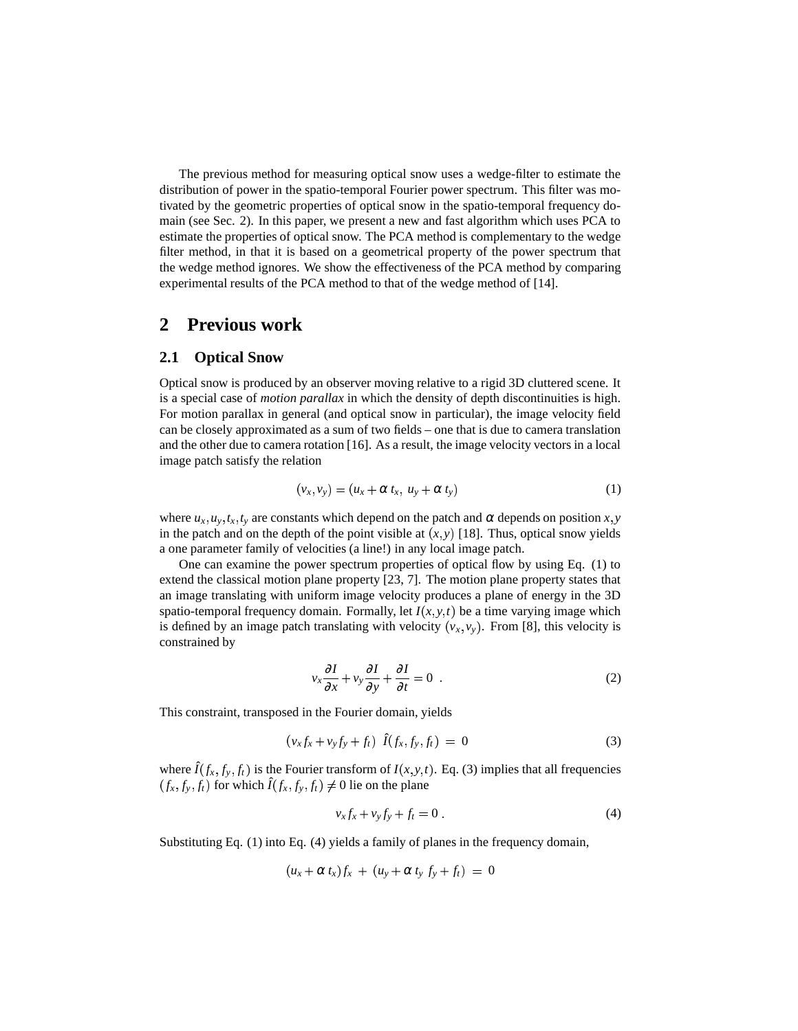The previous method for measuring optical snow uses a wedge-filter to estimate the distribution of power in the spatio-temporal Fourier power spectrum. This filter was motivated by the geometric properties of optical snow in the spatio-temporal frequency domain (see Sec. 2). In this paper, we present a new and fast algorithm which uses PCA to estimate the properties of optical snow. The PCA method is complementary to the wedge filter method, in that it is based on a geometrical property of the power spectrum that the wedge method ignores. We show the effectiveness of the PCA method by comparing experimental results of the PCA method to that of the wedge method of [14].

## 2 Previous work

### 2.1 Optical Snow

Optical snow is produced by an observer moving relative to a rigid 3D cluttered scene. It is a special case of *motion parallax* in which the density of depth discontinuities is high. For motion parallax in general (and optical snow in particular), the image velocity field can be closely approximated as a sum of two fields – one that is due to camera translation and the other due to camera rotation [16]. As a result, the image velocity vectors in a local image patch satisfy the relation

$$(v_x, v_y) = (u_x + \alpha\, t_x,\; u_y + \alpha\, t_y) \tag{1}$$

where $u_x, u_y, t_x, t_y$ are constants which depend on the patch and $\alpha$ depends on position $x, y$ in the patch and on the depth of the point visible at $(x, y)$ [18]. Thus, optical snow yields a one parameter family of velocities (a line!) in any local image patch.

One can examine the power spectrum properties of optical flow by using Eq. (1) to extend the classical motion plane property [23, 7]. The motion plane property states that an image translating with uniform image velocity produces a plane of energy in the 3D spatio-temporal frequency domain. Formally, let $I(x, y, t)$ be a time varying image which is defined by an image patch translating with velocity $(v_x, v_y)$. From [8], this velocity is constrained by

$$v_x \frac{\partial I}{\partial x} + v_y \frac{\partial I}{\partial y} + \frac{\partial I}{\partial t} = 0 \;. \tag{2}$$

This constraint, transposed in the Fourier domain, yields

$$(v_x f_x + v_y f_y + f_t)\;\; \hat{I}(f_x, f_y, f_t) \;=\; 0 \tag{3}$$

where $\hat{I}(f_x, f_y, f_t)$ is the Fourier transform of $I(x, y, t)$. Eq. (3) implies that all frequencies $(f_x, f_y, f_t)$ for which $\hat{I}(f_x, f_y, f_t) \neq 0$ lie on the plane

$$v_x f_x + v_y f_y + f_t = 0 \,. \tag{4}$$

Substituting Eq. (1) into Eq. (4) yields a family of planes in the frequency domain,

$$(u_x + \alpha\, t_x) f_x \;+\; (u_y + \alpha\, t_y\; f_y + f_t) \;=\; 0$$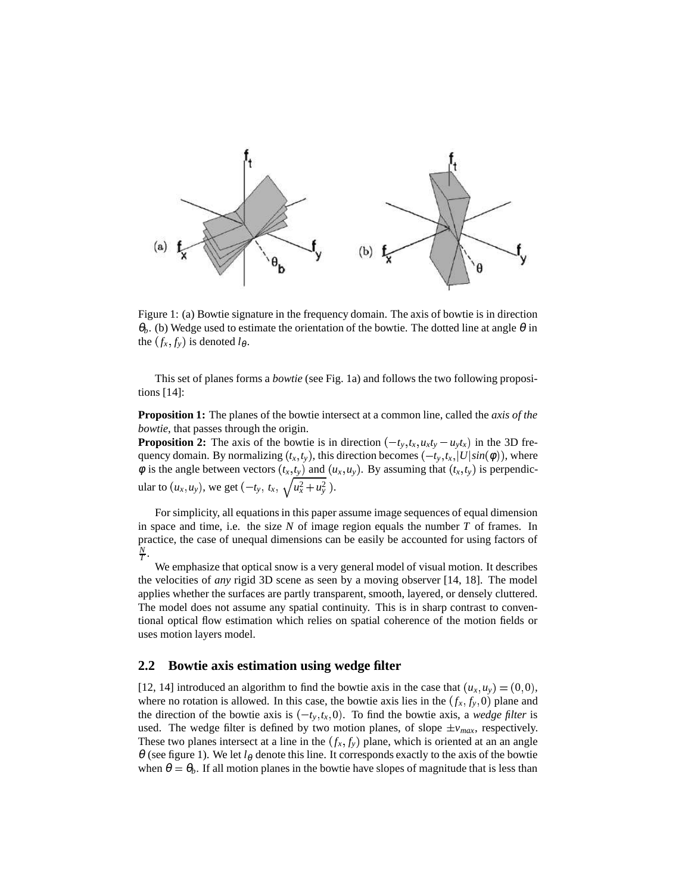Figure 1: (a) Bowtie signature in the frequency domain. The axis of bowtie is in direction $\theta_b$. (b) Wedge used to estimate the orientation of the bowtie. The dotted line at angle $\theta$ in the $(f_x, f_y)$ is denoted $l_\theta$.

This set of planes forms a *bowtie* (see Fig. 1a) and follows the two following propositions [14]:

**Proposition 1:** The planes of the bowtie intersect at a common line, called the *axis of the bowtie*, that passes through the origin.
**Proposition 2:** The axis of the bowtie is in direction $(-t_y, t_x, u_x t_y - u_y t_x)$ in the 3D frequency domain. By normalizing $(t_x, t_y)$, this direction becomes $(-t_y, t_x, |U| sin(\phi))$, where $\phi$ is the angle between vectors $(t_x, t_y)$ and $(u_x, u_y)$. By assuming that $(t_x, t_y)$ is perpendicular to $(u_x, u_y)$, we get $(-t_y,\ t_x,\ \sqrt{u_x^2 + u_y^2}\ )$.

For simplicity, all equations in this paper assume image sequences of equal dimension in space and time, i.e. the size $N$ of image region equals the number $T$ of frames. In practice, the case of unequal dimensions can be easily be accounted for using factors of $\frac{N}{T}$.

We emphasize that optical snow is a very general model of visual motion. It describes the velocities of *any* rigid 3D scene as seen by a moving observer [14, 18]. The model applies whether the surfaces are partly transparent, smooth, layered, or densely cluttered. The model does not assume any spatial continuity. This is in sharp contrast to conventional optical flow estimation which relies on spatial coherence of the motion fields or uses motion layers model.

## 2.2 Bowtie axis estimation using wedge filter

[12, 14] introduced an algorithm to find the bowtie axis in the case that $(u_x, u_y) = (0, 0)$, where no rotation is allowed. In this case, the bowtie axis lies in the $(f_x, f_y, 0)$ plane and the direction of the bowtie axis is $(-t_y, t_x, 0)$. To find the bowtie axis, a *wedge filter* is used. The wedge filter is defined by two motion planes, of slope $\pm v_{max}$, respectively. These two planes intersect at a line in the $(f_x, f_y)$ plane, which is oriented at an an angle $\theta$ (see figure 1). We let $l_\theta$ denote this line. It corresponds exactly to the axis of the bowtie when $\theta = \theta_b$. If all motion planes in the bowtie have slopes of magnitude that is less than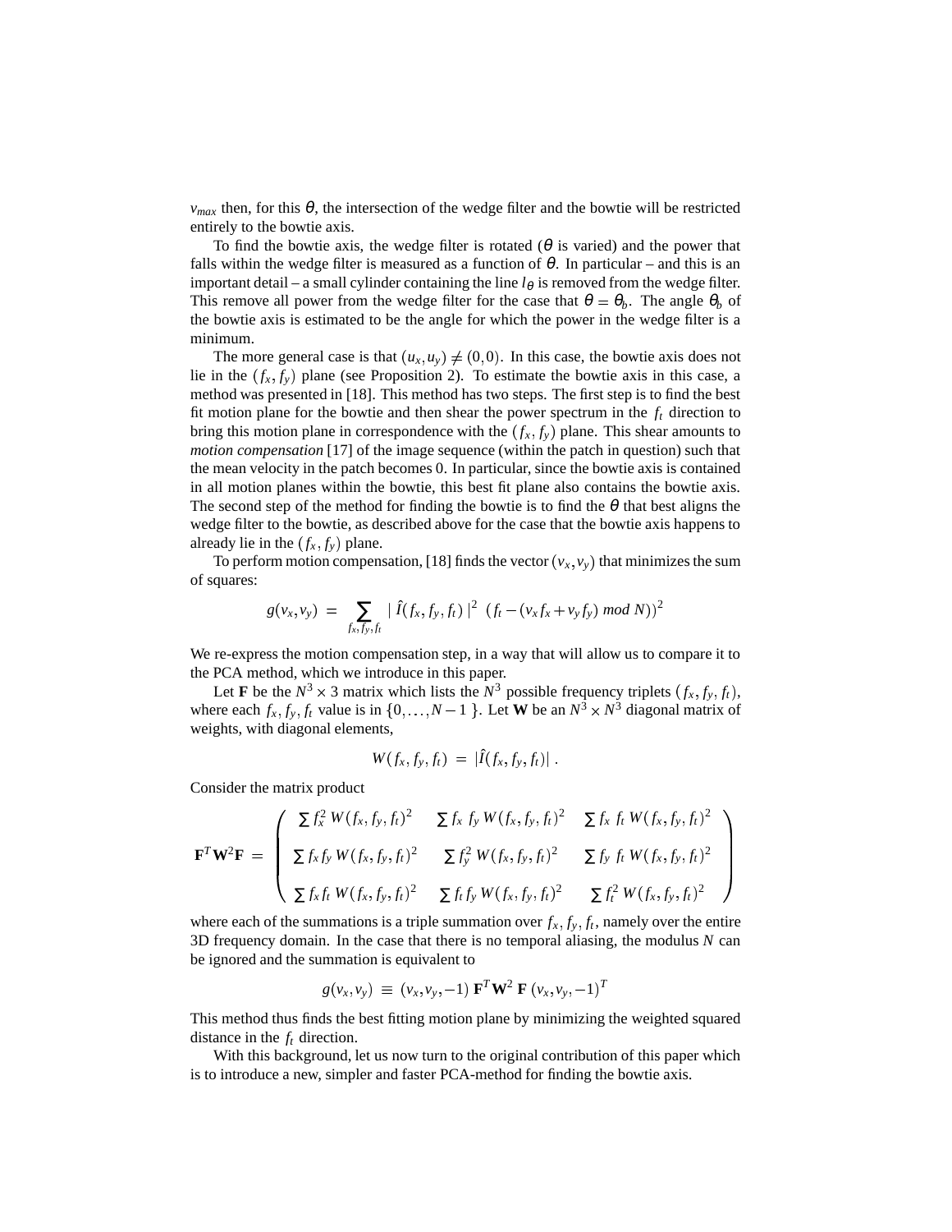$v_{max}$ then, for this $\theta$, the intersection of the wedge filter and the bowtie will be restricted entirely to the bowtie axis.

To find the bowtie axis, the wedge filter is rotated ($\theta$ is varied) and the power that falls within the wedge filter is measured as a function of $\theta$. In particular – and this is an important detail – a small cylinder containing the line $l_\theta$ is removed from the wedge filter. This remove all power from the wedge filter for the case that $\theta = \theta_b$. The angle $\theta_b$ of the bowtie axis is estimated to be the angle for which the power in the wedge filter is a minimum.

The more general case is that $(u_x, u_y) \neq (0,0)$. In this case, the bowtie axis does not lie in the $(f_x, f_y)$ plane (see Proposition 2). To estimate the bowtie axis in this case, a method was presented in [18]. This method has two steps. The first step is to find the best fit motion plane for the bowtie and then shear the power spectrum in the $f_t$ direction to bring this motion plane in correspondence with the $(f_x, f_y)$ plane. This shear amounts to *motion compensation* [17] of the image sequence (within the patch in question) such that the mean velocity in the patch becomes 0. In particular, since the bowtie axis is contained in all motion planes within the bowtie, this best fit plane also contains the bowtie axis. The second step of the method for finding the bowtie is to find the $\theta$ that best aligns the wedge filter to the bowtie, as described above for the case that the bowtie axis happens to already lie in the $(f_x, f_y)$ plane.

To perform motion compensation, [18] finds the vector $(v_x, v_y)$ that minimizes the sum of squares:

$$g(v_x, v_y) \ = \ \sum_{f_x, f_y, f_t} |\ \hat{I}(f_x, f_y, f_t)\ |^2 \ \ (f_t - (v_x f_x + v_y f_y) \ mod \ N))^2$$

We re-express the motion compensation step, in a way that will allow us to compare it to the PCA method, which we introduce in this paper.

Let $\mathbf{F}$ be the $N^3 \times 3$ matrix which lists the $N^3$ possible frequency triplets $(f_x, f_y, f_t)$, where each $f_x, f_y, f_t$ value is in $\{0, \ldots, N-1\}$. Let $\mathbf{W}$ be an $N^3 \times N^3$ diagonal matrix of weights, with diagonal elements,

$$W(f_x, f_y, f_t) \ = \ |\hat{I}(f_x, f_y, f_t)| \ .$$

Consider the matrix product

$$\mathbf{F}^T \mathbf{W}^2 \mathbf{F} \ = \ \begin{pmatrix} \sum f_x^2 \ W(f_x, f_y, f_t)^2 & \sum f_x \ f_y \ W(f_x, f_y, f_t)^2 & \sum f_x \ f_t \ W(f_x, f_y, f_t)^2 \\ \sum f_x f_y \ W(f_x, f_y, f_t)^2 & \sum f_y^2 \ W(f_x, f_y, f_t)^2 & \sum f_y \ f_t \ W(f_x, f_y, f_t)^2 \\ \sum f_x f_t \ W(f_x, f_y, f_t)^2 & \sum f_t f_y \ W(f_x, f_y, f_t)^2 & \sum f_t^2 \ W(f_x, f_y, f_t)^2 \end{pmatrix}$$

where each of the summations is a triple summation over $f_x, f_y, f_t$, namely over the entire 3D frequency domain. In the case that there is no temporal aliasing, the modulus $N$ can be ignored and the summation is equivalent to

$$g(v_x, v_y) \ \equiv \ (v_x, v_y, -1) \ \mathbf{F}^T \mathbf{W}^2 \ \mathbf{F} \ (v_x, v_y, -1)^T$$

This method thus finds the best fitting motion plane by minimizing the weighted squared distance in the $f_t$ direction.

With this background, let us now turn to the original contribution of this paper which is to introduce a new, simpler and faster PCA-method for finding the bowtie axis.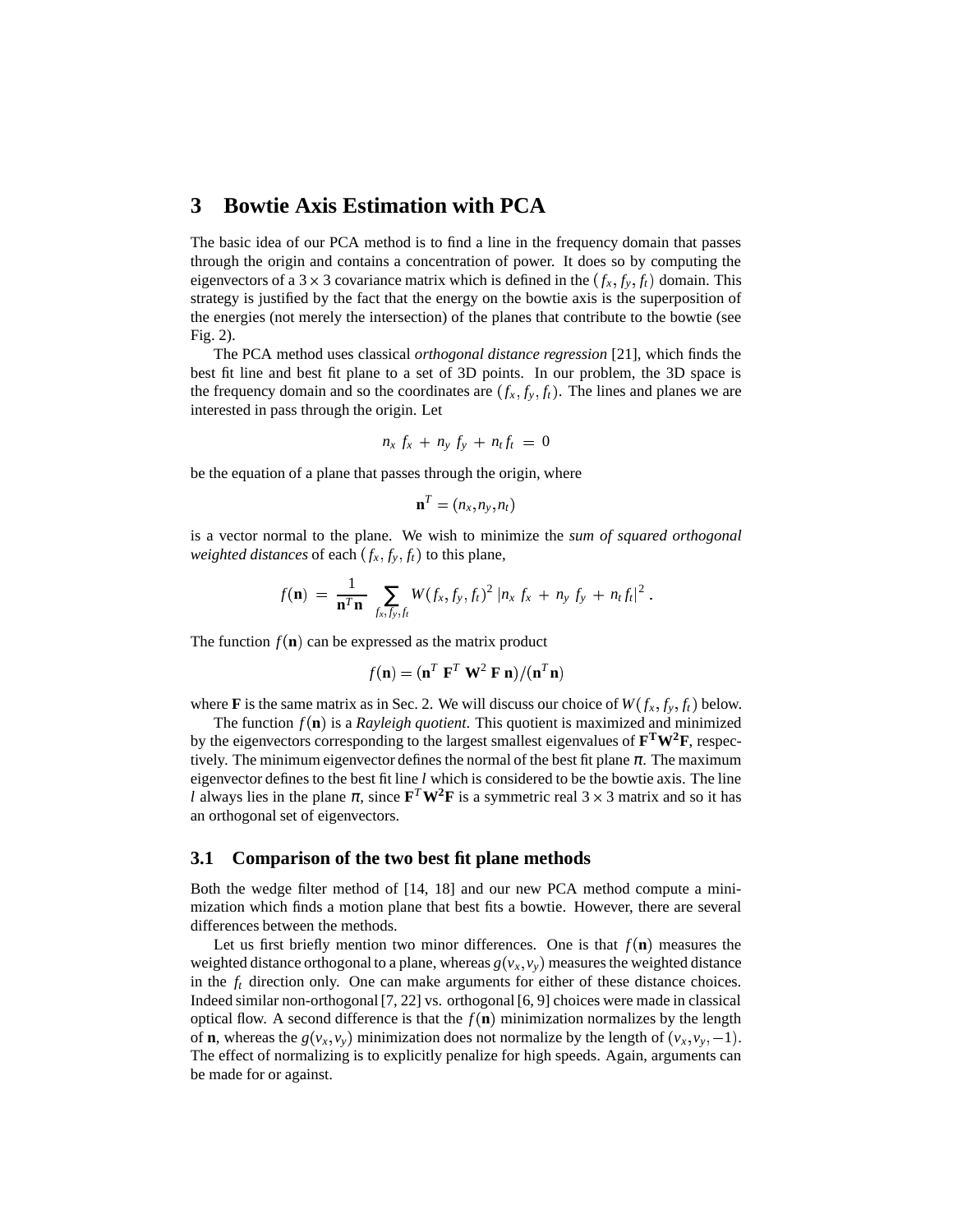## 3 Bowtie Axis Estimation with PCA

The basic idea of our PCA method is to find a line in the frequency domain that passes through the origin and contains a concentration of power. It does so by computing the eigenvectors of a $3 \times 3$ covariance matrix which is defined in the $(f_x, f_y, f_t)$ domain. This strategy is justified by the fact that the energy on the bowtie axis is the superposition of the energies (not merely the intersection) of the planes that contribute to the bowtie (see Fig. 2).

The PCA method uses classical *orthogonal distance regression* [21], which finds the best fit line and best fit plane to a set of 3D points. In our problem, the 3D space is the frequency domain and so the coordinates are $(f_x, f_y, f_t)$. The lines and planes we are interested in pass through the origin. Let

$$n_x \, f_x \, + \, n_y \, f_y \, + \, n_t \, f_t \, = \, 0$$

be the equation of a plane that passes through the origin, where

$$\mathbf{n}^T = (n_x, n_y, n_t)$$

is a vector normal to the plane. We wish to minimize the *sum of squared orthogonal weighted distances* of each $(f_x, f_y, f_t)$ to this plane,

$$f(\mathbf{n}) \, = \, \frac{1}{\mathbf{n}^T \mathbf{n}} \sum_{f_x, f_y, f_t} W(f_x, f_y, f_t)^2 \, |n_x \, f_x \, + \, n_y \, f_y \, + \, n_t \, f_t|^2 \, .$$

The function $f(\mathbf{n})$ can be expressed as the matrix product

$$f(\mathbf{n}) = (\mathbf{n}^T \, \mathbf{F}^T \, \mathbf{W}^2 \, \mathbf{F} \, \mathbf{n})/(\mathbf{n}^T \mathbf{n})$$

where $\mathbf{F}$ is the same matrix as in Sec. 2. We will discuss our choice of $W(f_x, f_y, f_t)$ below.

The function $f(\mathbf{n})$ is a *Rayleigh quotient*. This quotient is maximized and minimized by the eigenvectors corresponding to the largest smallest eigenvalues of $\mathbf{F^T W^2 F}$, respectively. The minimum eigenvector defines the normal of the best fit plane $\pi$. The maximum eigenvector defines to the best fit line $l$ which is considered to be the bowtie axis. The line $l$ always lies in the plane $\pi$, since $\mathbf{F}^T \mathbf{W^2 F}$ is a symmetric real $3 \times 3$ matrix and so it has an orthogonal set of eigenvectors.

### 3.1 Comparison of the two best fit plane methods

Both the wedge filter method of [14, 18] and our new PCA method compute a minimization which finds a motion plane that best fits a bowtie. However, there are several differences between the methods.

Let us first briefly mention two minor differences. One is that $f(\mathbf{n})$ measures the weighted distance orthogonal to a plane, whereas $g(v_x, v_y)$ measures the weighted distance in the $f_t$ direction only. One can make arguments for either of these distance choices. Indeed similar non-orthogonal [7, 22] vs. orthogonal [6, 9] choices were made in classical optical flow. A second difference is that the $f(\mathbf{n})$ minimization normalizes by the length of $\mathbf{n}$, whereas the $g(v_x, v_y)$ minimization does not normalize by the length of $(v_x, v_y, -1)$. The effect of normalizing is to explicitly penalize for high speeds. Again, arguments can be made for or against.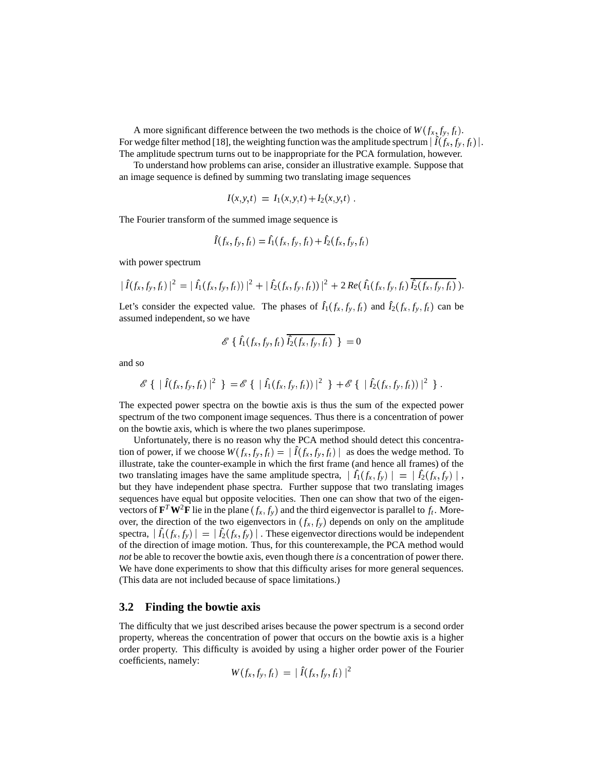A more significant difference between the two methods is the choice of $W(f_x, f_y, f_t)$. For wedge filter method [18], the weighting function was the amplitude spectrum $|\hat{I}(f_x, f_y, f_t)|$. The amplitude spectrum turns out to be inappropriate for the PCA formulation, however.

To understand how problems can arise, consider an illustrative example. Suppose that an image sequence is defined by summing two translating image sequences

$$I(x,y,t) \; = \; I_1(x,y,t) + I_2(x,y,t) \; .$$

The Fourier transform of the summed image sequence is

$$\hat{I}(f_x, f_y, f_t) = \hat{I}_1(f_x, f_y, f_t) + \hat{I}_2(f_x, f_y, f_t)$$

with power spectrum

$$|\,\hat{I}(f_x, f_y, f_t)\,|^2 \;=\; |\,\hat{I}_1(f_x, f_y, f_t))\,|^2 + |\,\hat{I}_2(f_x, f_y, f_t))\,|^2 + 2\,Re(\,\hat{I}_1(f_x, f_y, f_t)\,\overline{\hat{I}_2(f_x, f_y, f_t)}\,).$$

Let's consider the expected value. The phases of $\hat{I}_1(f_x, f_y, f_t)$ and $\hat{I}_2(f_x, f_y, f_t)$ can be assumed independent, so we have

$$\mathscr{E}\;\{\;\hat{I}_1(f_x, f_y, f_t)\,\overline{\hat{I}_2(f_x, f_y, f_t)}\;\}\;=0$$

and so

$$\mathscr{E}\;\{\;|\,\hat{I}(f_x, f_y, f_t)\,|^2\;\}\;= \mathscr{E}\;\{\;|\,\hat{I}_1(f_x, f_y, f_t))\,|^2\;\} + \mathscr{E}\;\{\;|\,\hat{I}_2(f_x, f_y, f_t))\,|^2\;\}\,.$$

The expected power spectra on the bowtie axis is thus the sum of the expected power spectrum of the two component image sequences. Thus there is a concentration of power on the bowtie axis, which is where the two planes superimpose.

Unfortunately, there is no reason why the PCA method should detect this concentration of power, if we choose $W(f_x, f_y, f_t) = |\,\hat{I}(f_x, f_y, f_t)\,|$ as does the wedge method. To illustrate, take the counter-example in which the first frame (and hence all frames) of the two translating images have the same amplitude spectra, $|\,\hat{I}_1(f_x, f_y)\,| \;=\; |\,\hat{I}_2(f_x, f_y)\,|$, but they have independent phase spectra. Further suppose that two translating images sequences have equal but opposite velocities. Then one can show that two of the eigenvectors of $\mathbf{F}^T\mathbf{W}^2\mathbf{F}$ lie in the plane $(f_x, f_y)$ and the third eigenvector is parallel to $f_t$. Moreover, the direction of the two eigenvectors in $(f_x, f_y)$ depends on only on the amplitude spectra, $|\,\hat{I}_1(f_x, f_y)\,| = |\,\hat{I}_2(f_x, f_y)\,|$. These eigenvector directions would be independent of the direction of image motion. Thus, for this counterexample, the PCA method would *not* be able to recover the bowtie axis, even though there *is* a concentration of power there. We have done experiments to show that this difficulty arises for more general sequences. (This data are not included because of space limitations.)

## 3.2 Finding the bowtie axis

The difficulty that we just described arises because the power spectrum is a second order property, whereas the concentration of power that occurs on the bowtie axis is a higher order property. This difficulty is avoided by using a higher order power of the Fourier coefficients, namely:

$$W(f_x, f_y, f_t) \;=\; |\,\hat{I}(f_x, f_y, f_t)\,|^2$$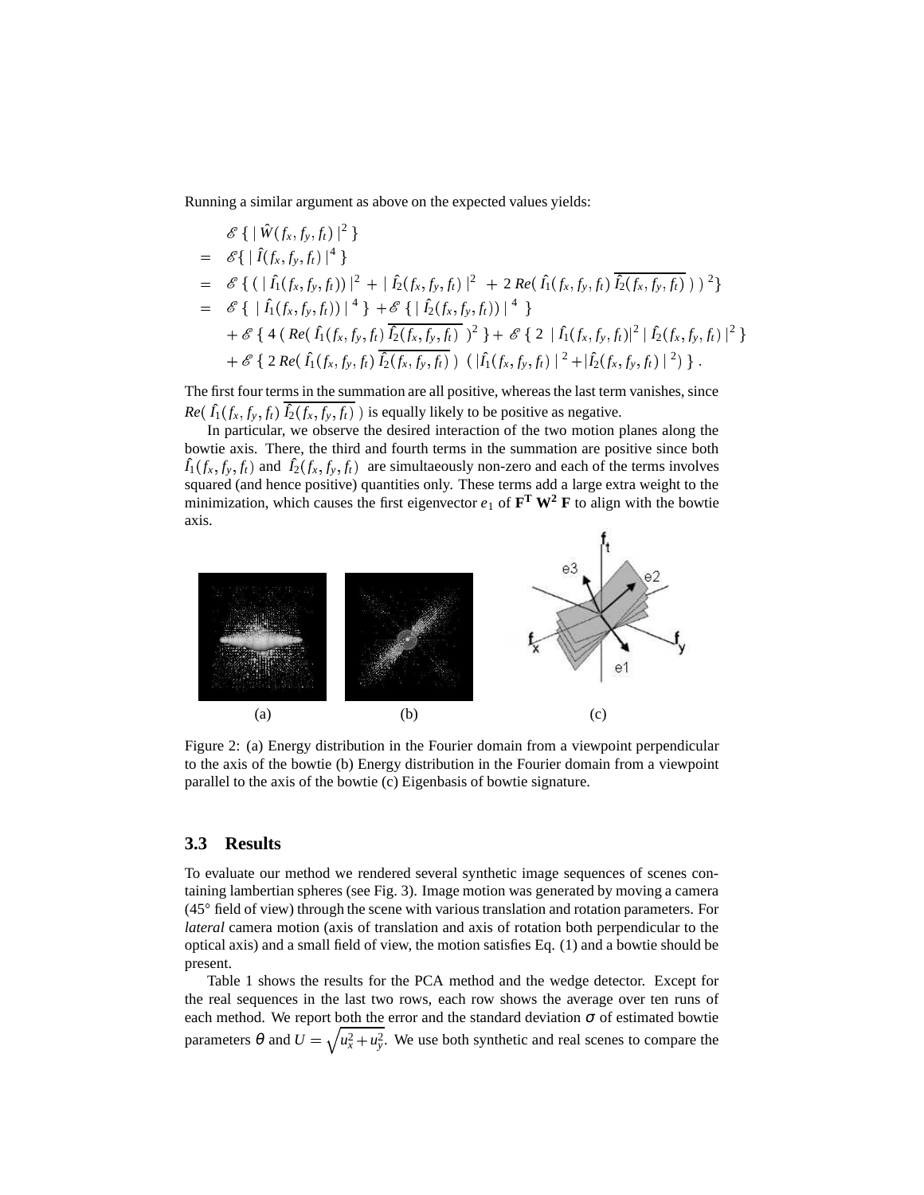Running a similar argument as above on the expected values yields:

$$
\begin{aligned}
& \mathscr{E}\{\,|\,\hat{W}(f_x,f_y,f_t)\,|^2\,\} \\
= \;& \mathscr{E}\{\,|\,\hat{I}(f_x,f_y,f_t)\,|^4\,\} \\
= \;& \mathscr{E}\{\,(\,|\,\hat{I}_1(f_x,f_y,f_t))\,|^2 + |\,\hat{I}_2(f_x,f_y,f_t)\,|^2 \;+\; 2\,Re(\,\hat{I}_1(f_x,f_y,f_t)\,\overline{\hat{I}_2(f_x,f_y,f_t)}\,)\,)^2\} \\
= \;& \mathscr{E}\{\,|\,\hat{I}_1(f_x,f_y,f_t))\,|^4\,\} + \mathscr{E}\{\,|\,\hat{I}_2(f_x,f_y,f_t))\,|^4\,\} \\
& + \mathscr{E}\{\,4\,(\,Re(\,\hat{I}_1(f_x,f_y,f_t)\,\overline{\hat{I}_2(f_x,f_y,f_t)}\,)^2\,\} + \mathscr{E}\{\,2\,|\,\hat{I}_1(f_x,f_y,f_t)|^2\,|\,\hat{I}_2(f_x,f_y,f_t)\,|^2\,\} \\
& + \mathscr{E}\{\,2\,Re(\,\hat{I}_1(f_x,f_y,f_t)\,\overline{\hat{I}_2(f_x,f_y,f_t)}\,)\,\,(\,|\hat{I}_1(f_x,f_y,f_t)\,|^2 + |\hat{I}_2(f_x,f_y,f_t)\,|^2)\,\}\,.
\end{aligned}
$$

The first four terms in the summation are all positive, whereas the last term vanishes, since $Re(\,\hat{I}_1(f_x,f_y,f_t)\,\overline{\hat{I}_2(f_x,f_y,f_t)}\,)$ is equally likely to be positive as negative.

In particular, we observe the desired interaction of the two motion planes along the bowtie axis. There, the third and fourth terms in the summation are positive since both $\hat{I}_1(f_x,f_y,f_t)$ and $\hat{I}_2(f_x,f_y,f_t)$ are simultaeously non-zero and each of the terms involves squared (and hence positive) quantities only. These terms add a large extra weight to the minimization, which causes the first eigenvector $e_1$ of $\mathbf{F^T}\,\mathbf{W^2}\,\mathbf{F}$ to align with the bowtie axis.

(a) (b) (c)

Figure 2: (a) Energy distribution in the Fourier domain from a viewpoint perpendicular to the axis of the bowtie (b) Energy distribution in the Fourier domain from a viewpoint parallel to the axis of the bowtie (c) Eigenbasis of bowtie signature.

### 3.3 Results

To evaluate our method we rendered several synthetic image sequences of scenes containing lambertian spheres (see Fig. 3). Image motion was generated by moving a camera (45° field of view) through the scene with various translation and rotation parameters. For *lateral* camera motion (axis of translation and axis of rotation both perpendicular to the optical axis) and a small field of view, the motion satisfies Eq. (1) and a bowtie should be present.

Table 1 shows the results for the PCA method and the wedge detector. Except for the real sequences in the last two rows, each row shows the average over ten runs of each method. We report both the error and the standard deviation $\sigma$ of estimated bowtie parameters $\theta$ and $U = \sqrt{u_x^2 + u_y^2}$. We use both synthetic and real scenes to compare the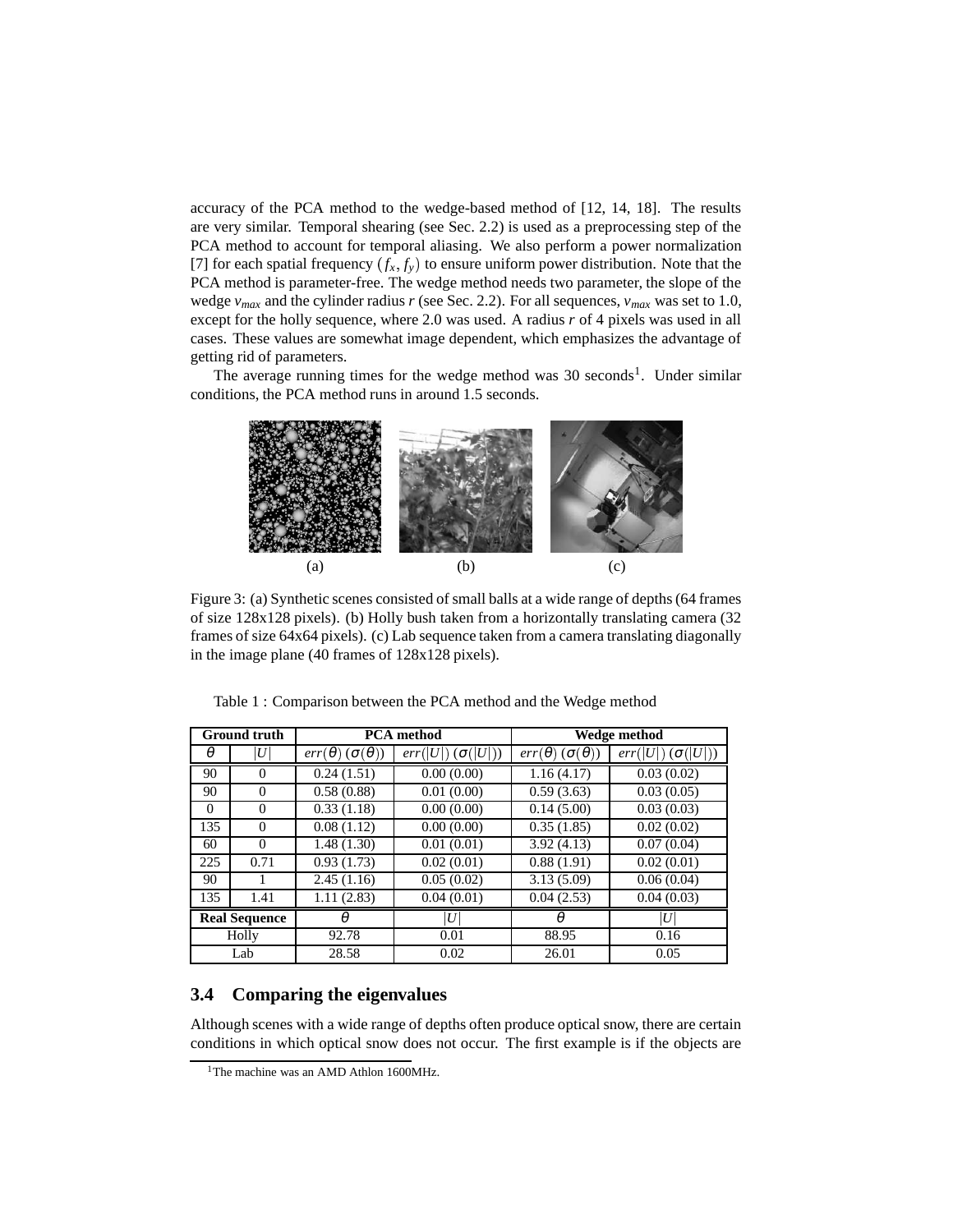accuracy of the PCA method to the wedge-based method of [12, 14, 18]. The results are very similar. Temporal shearing (see Sec. 2.2) is used as a preprocessing step of the PCA method to account for temporal aliasing. We also perform a power normalization [7] for each spatial frequency $(f_x, f_y)$ to ensure uniform power distribution. Note that the PCA method is parameter-free. The wedge method needs two parameter, the slope of the wedge $v_{max}$ and the cylinder radius $r$ (see Sec. 2.2). For all sequences, $v_{max}$ was set to 1.0, except for the holly sequence, where 2.0 was used. A radius $r$ of 4 pixels was used in all cases. These values are somewhat image dependent, which emphasizes the advantage of getting rid of parameters.

The average running times for the wedge method was 30 seconds[1]. Under similar conditions, the PCA method runs in around 1.5 seconds.

(a) (b) (c)

Figure 3: (a) Synthetic scenes consisted of small balls at a wide range of depths (64 frames of size 128x128 pixels). (b) Holly bush taken from a horizontally translating camera (32 frames of size 64x64 pixels). (c) Lab sequence taken from a camera translating diagonally in the image plane (40 frames of 128x128 pixels).

Table 1 : Comparison between the PCA method and the Wedge method

| Ground truth | | PCA method | | Wedge method | |
|---|---|---|---|---|---|
| $\theta$ | $\lvert U\rvert$ | $err(\theta)$ $(\sigma(\theta))$ | $err(\lvert U\rvert)$ $(\sigma(\lvert U\rvert))$ | $err(\theta)$ $(\sigma(\theta))$ | $err(\lvert U\rvert)$ $(\sigma(\lvert U\rvert))$ |
| 90 | 0 | 0.24 (1.51) | 0.00 (0.00) | 1.16 (4.17) | 0.03 (0.02) |
| 90 | 0 | 0.58 (0.88) | 0.01 (0.00) | 0.59 (3.63) | 0.03 (0.05) |
| 0 | 0 | 0.33 (1.18) | 0.00 (0.00) | 0.14 (5.00) | 0.03 (0.03) |
| 135 | 0 | 0.08 (1.12) | 0.00 (0.00) | 0.35 (1.85) | 0.02 (0.02) |
| 60 | 0 | 1.48 (1.30) | 0.01 (0.01) | 3.92 (4.13) | 0.07 (0.04) |
| 225 | 0.71 | 0.93 (1.73) | 0.02 (0.01) | 0.88 (1.91) | 0.02 (0.01) |
| 90 | 1 | 2.45 (1.16) | 0.05 (0.02) | 3.13 (5.09) | 0.06 (0.04) |
| 135 | 1.41 | 1.11 (2.83) | 0.04 (0.01) | 0.04 (2.53) | 0.04 (0.03) |
| **Real Sequence** | | $\theta$ | $\lvert U\rvert$ | $\theta$ | $\lvert U\rvert$ |
| Holly | | 92.78 | 0.01 | 88.95 | 0.16 |
| Lab | | 28.58 | 0.02 | 26.01 | 0.05 |

### 3.4 Comparing the eigenvalues

Although scenes with a wide range of depths often produce optical snow, there are certain conditions in which optical snow does not occur. The first example is if the objects are

[1] The machine was an AMD Athlon 1600MHz.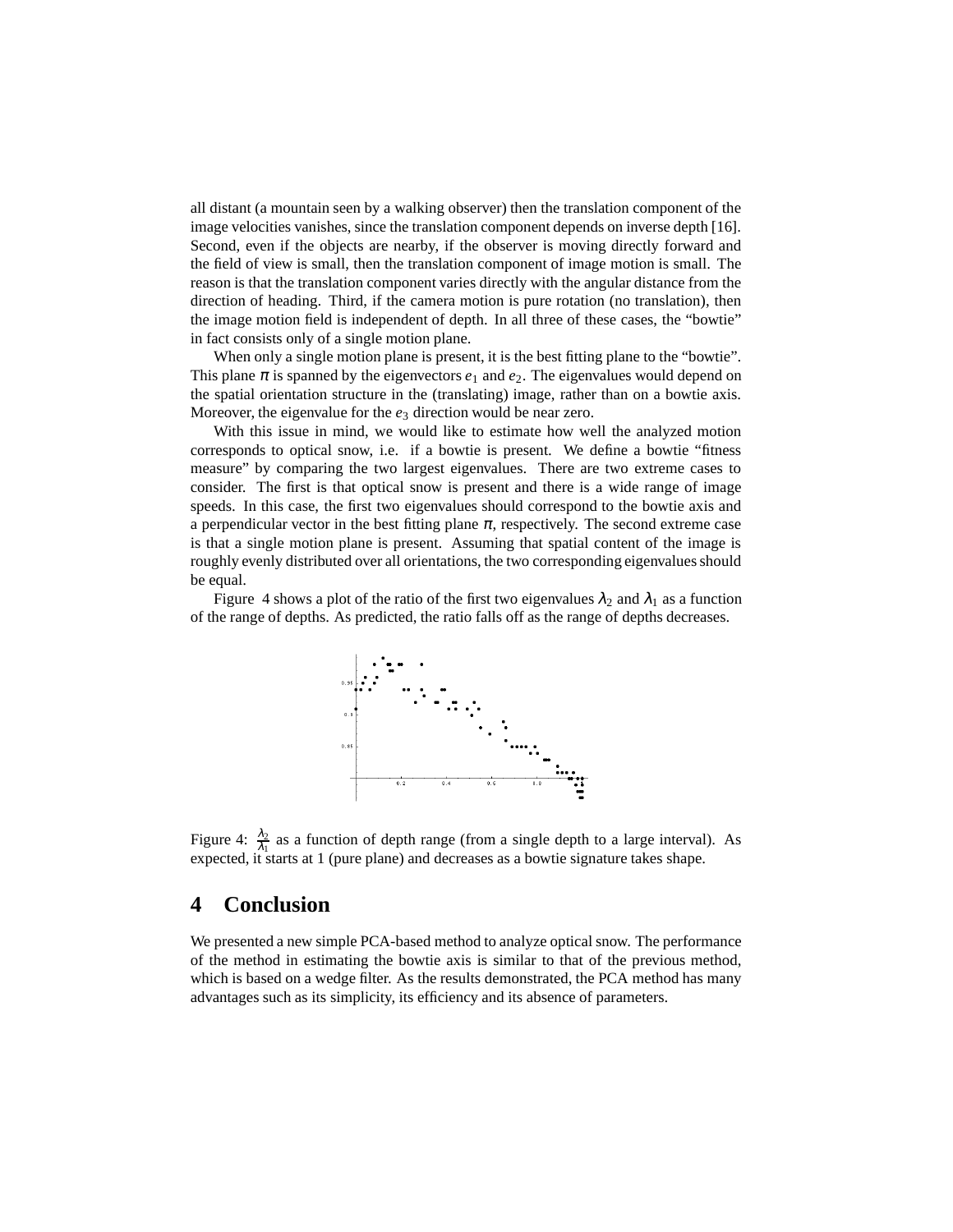all distant (a mountain seen by a walking observer) then the translation component of the image velocities vanishes, since the translation component depends on inverse depth [16]. Second, even if the objects are nearby, if the observer is moving directly forward and the field of view is small, then the translation component of image motion is small. The reason is that the translation component varies directly with the angular distance from the direction of heading. Third, if the camera motion is pure rotation (no translation), then the image motion field is independent of depth. In all three of these cases, the "bowtie" in fact consists only of a single motion plane.

When only a single motion plane is present, it is the best fitting plane to the "bowtie". This plane $\pi$ is spanned by the eigenvectors $e_1$ and $e_2$. The eigenvalues would depend on the spatial orientation structure in the (translating) image, rather than on a bowtie axis. Moreover, the eigenvalue for the $e_3$ direction would be near zero.

With this issue in mind, we would like to estimate how well the analyzed motion corresponds to optical snow, i.e. if a bowtie is present. We define a bowtie "fitness measure" by comparing the two largest eigenvalues. There are two extreme cases to consider. The first is that optical snow is present and there is a wide range of image speeds. In this case, the first two eigenvalues should correspond to the bowtie axis and a perpendicular vector in the best fitting plane $\pi$, respectively. The second extreme case is that a single motion plane is present. Assuming that spatial content of the image is roughly evenly distributed over all orientations, the two corresponding eigenvalues should be equal.

Figure 4 shows a plot of the ratio of the first two eigenvalues $\lambda_2$ and $\lambda_1$ as a function of the range of depths. As predicted, the ratio falls off as the range of depths decreases.

Figure 4: $\frac{\lambda_2}{\lambda_1}$ as a function of depth range (from a single depth to a large interval). As expected, it starts at 1 (pure plane) and decreases as a bowtie signature takes shape.

## 4 Conclusion

We presented a new simple PCA-based method to analyze optical snow. The performance of the method in estimating the bowtie axis is similar to that of the previous method, which is based on a wedge filter. As the results demonstrated, the PCA method has many advantages such as its simplicity, its efficiency and its absence of parameters.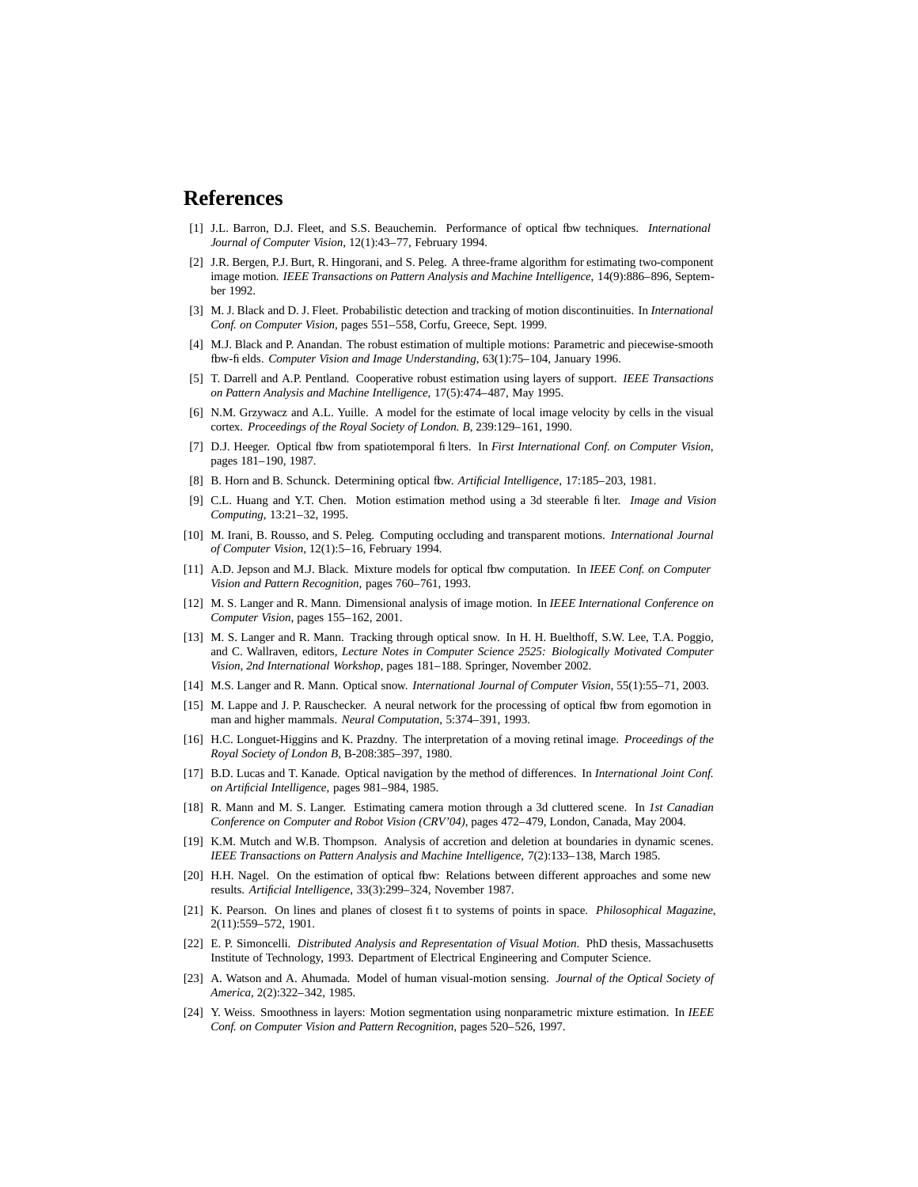# References

[1] J.L. Barron, D.J. Fleet, and S.S. Beauchemin. Performance of optical flow techniques. *International Journal of Computer Vision*, 12(1):43–77, February 1994.

[2] J.R. Bergen, P.J. Burt, R. Hingorani, and S. Peleg. A three-frame algorithm for estimating two-component image motion. *IEEE Transactions on Pattern Analysis and Machine Intelligence*, 14(9):886–896, September 1992.

[3] M. J. Black and D. J. Fleet. Probabilistic detection and tracking of motion discontinuities. In *International Conf. on Computer Vision*, pages 551–558, Corfu, Greece, Sept. 1999.

[4] M.J. Black and P. Anandan. The robust estimation of multiple motions: Parametric and piecewise-smooth flow-fields. *Computer Vision and Image Understanding*, 63(1):75–104, January 1996.

[5] T. Darrell and A.P. Pentland. Cooperative robust estimation using layers of support. *IEEE Transactions on Pattern Analysis and Machine Intelligence*, 17(5):474–487, May 1995.

[6] N.M. Grzywacz and A.L. Yuille. A model for the estimate of local image velocity by cells in the visual cortex. *Proceedings of the Royal Society of London. B*, 239:129–161, 1990.

[7] D.J. Heeger. Optical flow from spatiotemporal filters. In *First International Conf. on Computer Vision*, pages 181–190, 1987.

[8] B. Horn and B. Schunck. Determining optical flow. *Artificial Intelligence*, 17:185–203, 1981.

[9] C.L. Huang and Y.T. Chen. Motion estimation method using a 3d steerable filter. *Image and Vision Computing*, 13:21–32, 1995.

[10] M. Irani, B. Rousso, and S. Peleg. Computing occluding and transparent motions. *International Journal of Computer Vision*, 12(1):5–16, February 1994.

[11] A.D. Jepson and M.J. Black. Mixture models for optical flow computation. In *IEEE Conf. on Computer Vision and Pattern Recognition*, pages 760–761, 1993.

[12] M. S. Langer and R. Mann. Dimensional analysis of image motion. In *IEEE International Conference on Computer Vision*, pages 155–162, 2001.

[13] M. S. Langer and R. Mann. Tracking through optical snow. In H. H. Buelthoff, S.W. Lee, T.A. Poggio, and C. Wallraven, editors, *Lecture Notes in Computer Science 2525: Biologically Motivated Computer Vision, 2nd International Workshop*, pages 181–188. Springer, November 2002.

[14] M.S. Langer and R. Mann. Optical snow. *International Journal of Computer Vision*, 55(1):55–71, 2003.

[15] M. Lappe and J. P. Rauschecker. A neural network for the processing of optical flow from egomotion in man and higher mammals. *Neural Computation*, 5:374–391, 1993.

[16] H.C. Longuet-Higgins and K. Prazdny. The interpretation of a moving retinal image. *Proceedings of the Royal Society of London B*, B-208:385–397, 1980.

[17] B.D. Lucas and T. Kanade. Optical navigation by the method of differences. In *International Joint Conf. on Artificial Intelligence*, pages 981–984, 1985.

[18] R. Mann and M. S. Langer. Estimating camera motion through a 3d cluttered scene. In *1st Canadian Conference on Computer and Robot Vision (CRV'04)*, pages 472–479, London, Canada, May 2004.

[19] K.M. Mutch and W.B. Thompson. Analysis of accretion and deletion at boundaries in dynamic scenes. *IEEE Transactions on Pattern Analysis and Machine Intelligence*, 7(2):133–138, March 1985.

[20] H.H. Nagel. On the estimation of optical flow: Relations between different approaches and some new results. *Artificial Intelligence*, 33(3):299–324, November 1987.

[21] K. Pearson. On lines and planes of closest fit to systems of points in space. *Philosophical Magazine*, 2(11):559–572, 1901.

[22] E. P. Simoncelli. *Distributed Analysis and Representation of Visual Motion*. PhD thesis, Massachusetts Institute of Technology, 1993. Department of Electrical Engineering and Computer Science.

[23] A. Watson and A. Ahumada. Model of human visual-motion sensing. *Journal of the Optical Society of America*, 2(2):322–342, 1985.

[24] Y. Weiss. Smoothness in layers: Motion segmentation using nonparametric mixture estimation. In *IEEE Conf. on Computer Vision and Pattern Recognition*, pages 520–526, 1997.